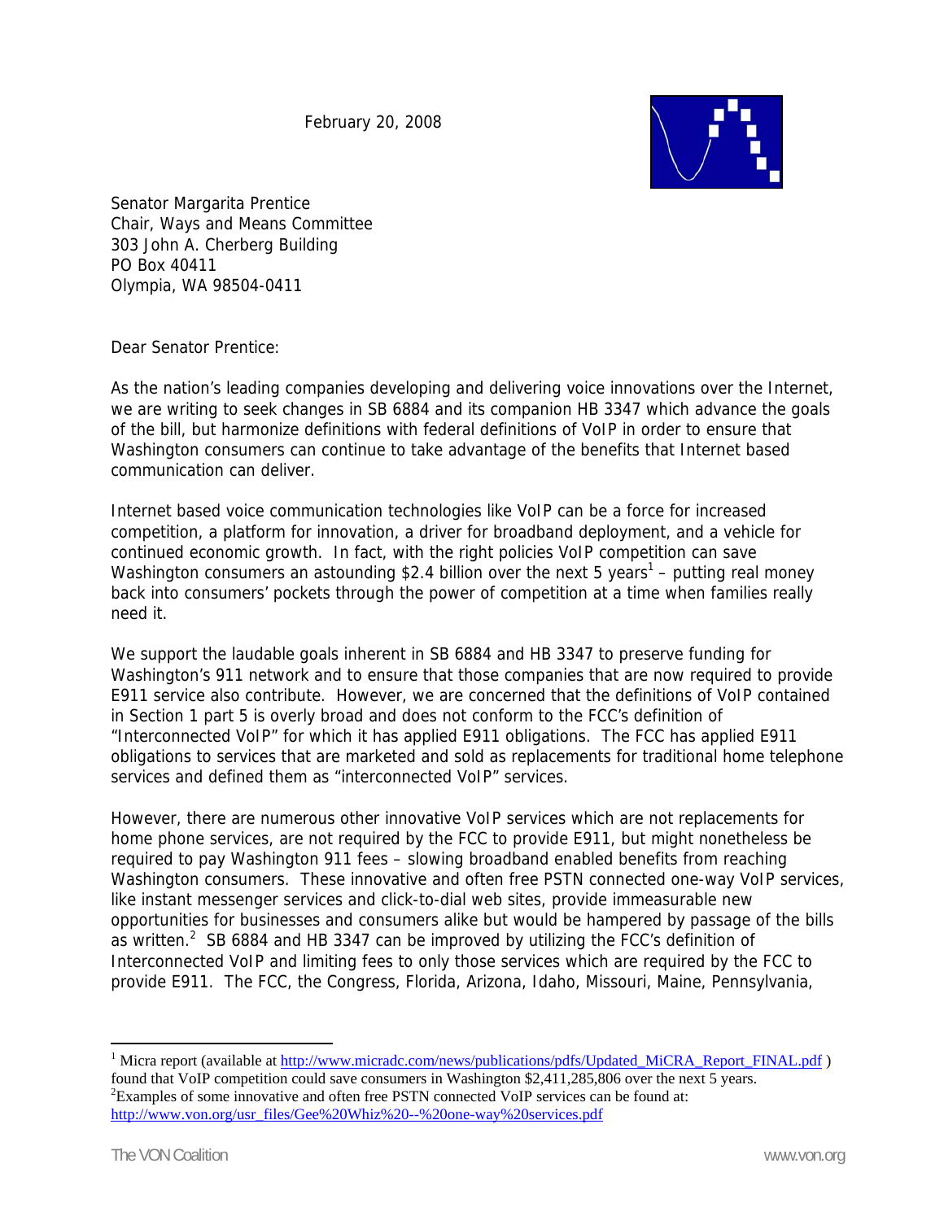February 20, 2008

Senator Margarita Prentice
Chair, Ways and Means Committee
303 John A. Cherberg Building
PO Box 40411
Olympia, WA 98504-0411

Dear Senator Prentice:

As the nation's leading companies developing and delivering voice innovations over the Internet, we are writing to seek changes in SB 6884 and its companion HB 3347 which advance the goals of the bill, but harmonize definitions with federal definitions of VoIP in order to ensure that Washington consumers can continue to take advantage of the benefits that Internet based communication can deliver.

Internet based voice communication technologies like VoIP can be a force for increased competition, a platform for innovation, a driver for broadband deployment, and a vehicle for continued economic growth. In fact, with the right policies VoIP competition can save Washington consumers an astounding $2.4 billion over the next 5 years[1] – putting real money back into consumers' pockets through the power of competition at a time when families really need it.

We support the laudable goals inherent in SB 6884 and HB 3347 to preserve funding for Washington's 911 network and to ensure that those companies that are now required to provide E911 service also contribute. However, we are concerned that the definitions of VoIP contained in Section 1 part 5 is overly broad and does not conform to the FCC's definition of "Interconnected VoIP" for which it has applied E911 obligations. The FCC has applied E911 obligations to services that are marketed and sold as replacements for traditional home telephone services and defined them as "interconnected VoIP" services.

However, there are numerous other innovative VoIP services which are not replacements for home phone services, are not required by the FCC to provide E911, but might nonetheless be required to pay Washington 911 fees – slowing broadband enabled benefits from reaching Washington consumers. These innovative and often free PSTN connected one-way VoIP services, like instant messenger services and click-to-dial web sites, provide immeasurable new opportunities for businesses and consumers alike but would be hampered by passage of the bills as written.[2] SB 6884 and HB 3347 can be improved by utilizing the FCC's definition of Interconnected VoIP and limiting fees to only those services which are required by the FCC to provide E911. The FCC, the Congress, Florida, Arizona, Idaho, Missouri, Maine, Pennsylvania,

---

[1] Micra report (available at http://www.micradc.com/news/publications/pdfs/Updated_MiCRA_Report_FINAL.pdf ) found that VoIP competition could save consumers in Washington $2,411,285,806 over the next 5 years.

[2] Examples of some innovative and often free PSTN connected VoIP services can be found at: http://www.von.org/usr_files/Gee%20Whiz%20--%20one-way%20services.pdf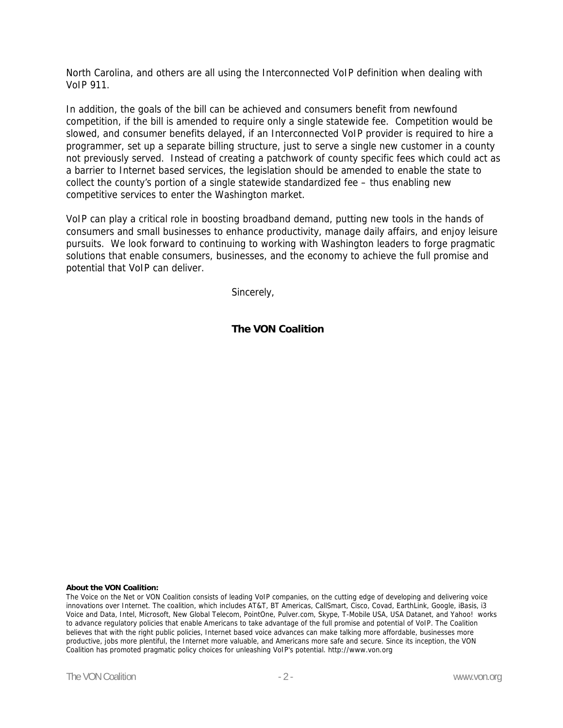North Carolina, and others are all using the Interconnected VoIP definition when dealing with VoIP 911.

In addition, the goals of the bill can be achieved and consumers benefit from newfound competition, if the bill is amended to require only a single statewide fee. Competition would be slowed, and consumer benefits delayed, if an Interconnected VoIP provider is required to hire a programmer, set up a separate billing structure, just to serve a single new customer in a county not previously served. Instead of creating a patchwork of county specific fees which could act as a barrier to Internet based services, the legislation should be amended to enable the state to collect the county's portion of a single statewide standardized fee – thus enabling new competitive services to enter the Washington market.

VoIP can play a critical role in boosting broadband demand, putting new tools in the hands of consumers and small businesses to enhance productivity, manage daily affairs, and enjoy leisure pursuits. We look forward to continuing to working with Washington leaders to forge pragmatic solutions that enable consumers, businesses, and the economy to achieve the full promise and potential that VoIP can deliver.

Sincerely,

**The VON Coalition**

**About the VON Coalition:**
The Voice on the Net or VON Coalition consists of leading VoIP companies, on the cutting edge of developing and delivering voice innovations over Internet. The coalition, which includes AT&T, BT Americas, CallSmart, Cisco, Covad, EarthLink, Google, iBasis, i3 Voice and Data, Intel, Microsoft, New Global Telecom, PointOne, Pulver.com, Skype, T-Mobile USA, USA Datanet, and Yahoo! works to advance regulatory policies that enable Americans to take advantage of the full promise and potential of VoIP. The Coalition believes that with the right public policies, Internet based voice advances can make talking more affordable, businesses more productive, jobs more plentiful, the Internet more valuable, and Americans more safe and secure. Since its inception, the VON Coalition has promoted pragmatic policy choices for unleashing VoIP's potential. http://www.von.org